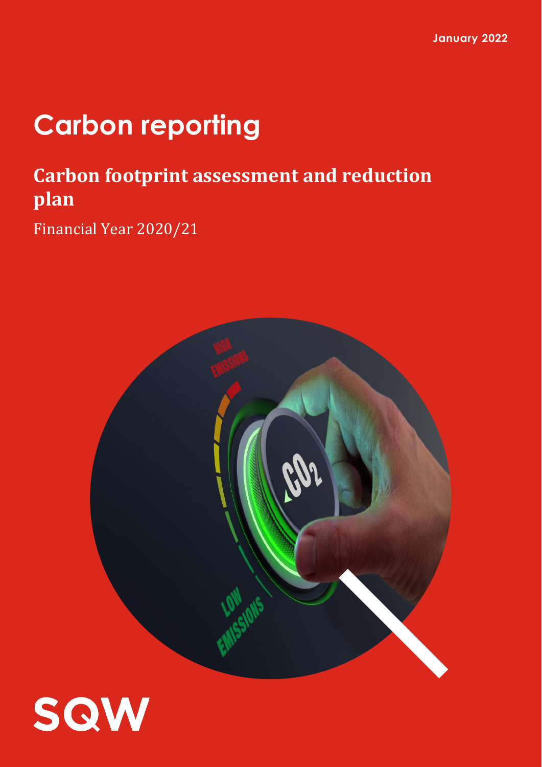January 2022

# Carbon reporting

## Carbon footprint assessment and reduction plan

Financial Year 2020/21

SQW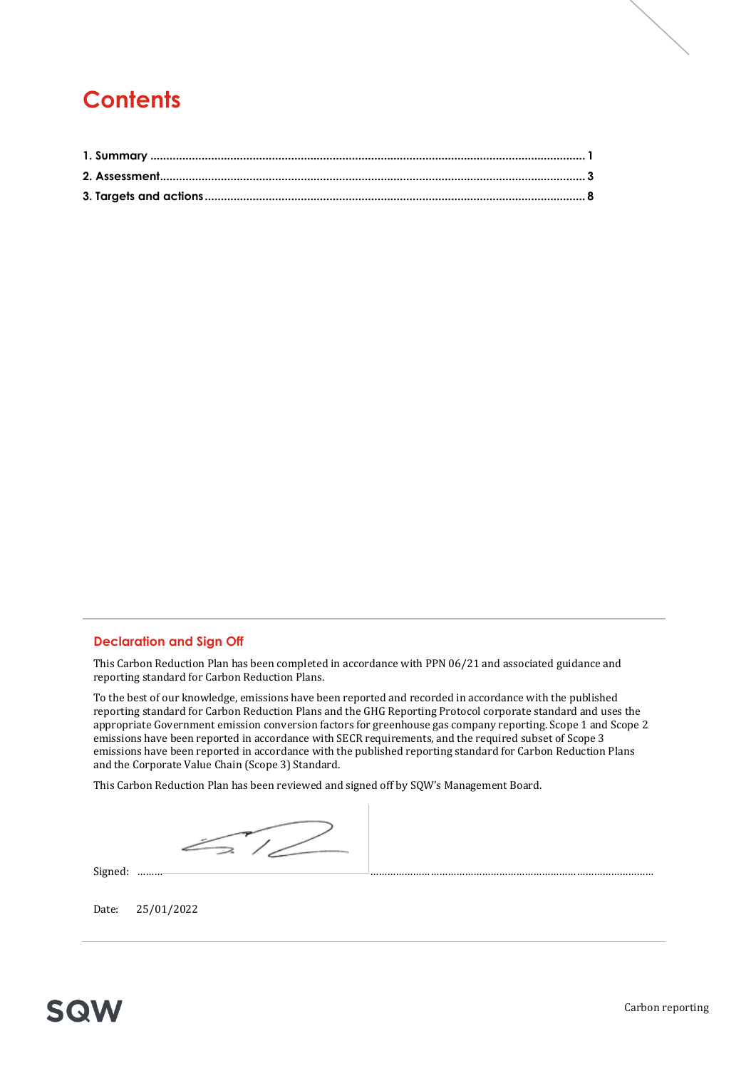# Contents

1. Summary ....................................................................................................................................... 1
2. Assessment.................................................................................................................................... 3
3. Targets and actions ...................................................................................................................... 8

## Declaration and Sign Off

This Carbon Reduction Plan has been completed in accordance with PPN 06/21 and associated guidance and reporting standard for Carbon Reduction Plans.

To the best of our knowledge, emissions have been reported and recorded in accordance with the published reporting standard for Carbon Reduction Plans and the GHG Reporting Protocol corporate standard and uses the appropriate Government emission conversion factors for greenhouse gas company reporting. Scope 1 and Scope 2 emissions have been reported in accordance with SECR requirements, and the required subset of Scope 3 emissions have been reported in accordance with the published reporting standard for Carbon Reduction Plans and the Corporate Value Chain (Scope 3) Standard.

This Carbon Reduction Plan has been reviewed and signed off by SQW's Management Board.

Signed: ......... ........................................................................................................

Date: 25/01/2022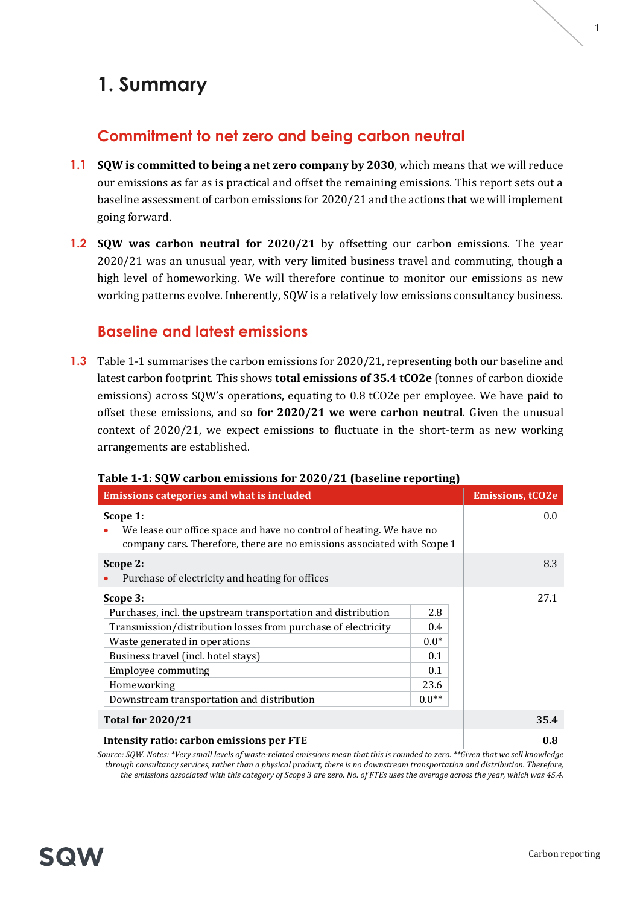# 1. Summary

## Commitment to net zero and being carbon neutral

**1.1** **SQW is committed to being a net zero company by 2030**, which means that we will reduce our emissions as far as is practical and offset the remaining emissions. This report sets out a baseline assessment of carbon emissions for 2020/21 and the actions that we will implement going forward.

**1.2** **SQW was carbon neutral for 2020/21** by offsetting our carbon emissions. The year 2020/21 was an unusual year, with very limited business travel and commuting, though a high level of homeworking. We will therefore continue to monitor our emissions as new working patterns evolve. Inherently, SQW is a relatively low emissions consultancy business.

## Baseline and latest emissions

**1.3** Table 1-1 summarises the carbon emissions for 2020/21, representing both our baseline and latest carbon footprint. This shows **total emissions of 35.4 tCO2e** (tonnes of carbon dioxide emissions) across SQW's operations, equating to 0.8 tCO2e per employee. We have paid to offset these emissions, and so **for 2020/21 we were carbon neutral**. Given the unusual context of 2020/21, we expect emissions to fluctuate in the short-term as new working arrangements are established.

**Table 1-1: SQW carbon emissions for 2020/21 (baseline reporting)**

| Emissions categories and what is included | | Emissions, tCO2e |
|---|---|---|
| **Scope 1:**<br>• We lease our office space and have no control of heating. We have no company cars. Therefore, there are no emissions associated with Scope 1 | | 0.0 |
| **Scope 2:**<br>• Purchase of electricity and heating for offices | | 8.3 |
| **Scope 3:** | | 27.1 |
| Purchases, incl. the upstream transportation and distribution | 2.8 | |
| Transmission/distribution losses from purchase of electricity | 0.4 | |
| Waste generated in operations | 0.0* | |
| Business travel (incl. hotel stays) | 0.1 | |
| Employee commuting | 0.1 | |
| Homeworking | 23.6 | |
| Downstream transportation and distribution | 0.0** | |
| **Total for 2020/21** | | **35.4** |
| **Intensity ratio: carbon emissions per FTE** | | **0.8** |

*Source: SQW. Notes: \*Very small levels of waste-related emissions mean that this is rounded to zero. \*\*Given that we sell knowledge through consultancy services, rather than a physical product, there is no downstream transportation and distribution. Therefore, the emissions associated with this category of Scope 3 are zero. No. of FTEs uses the average across the year, which was 45.4.*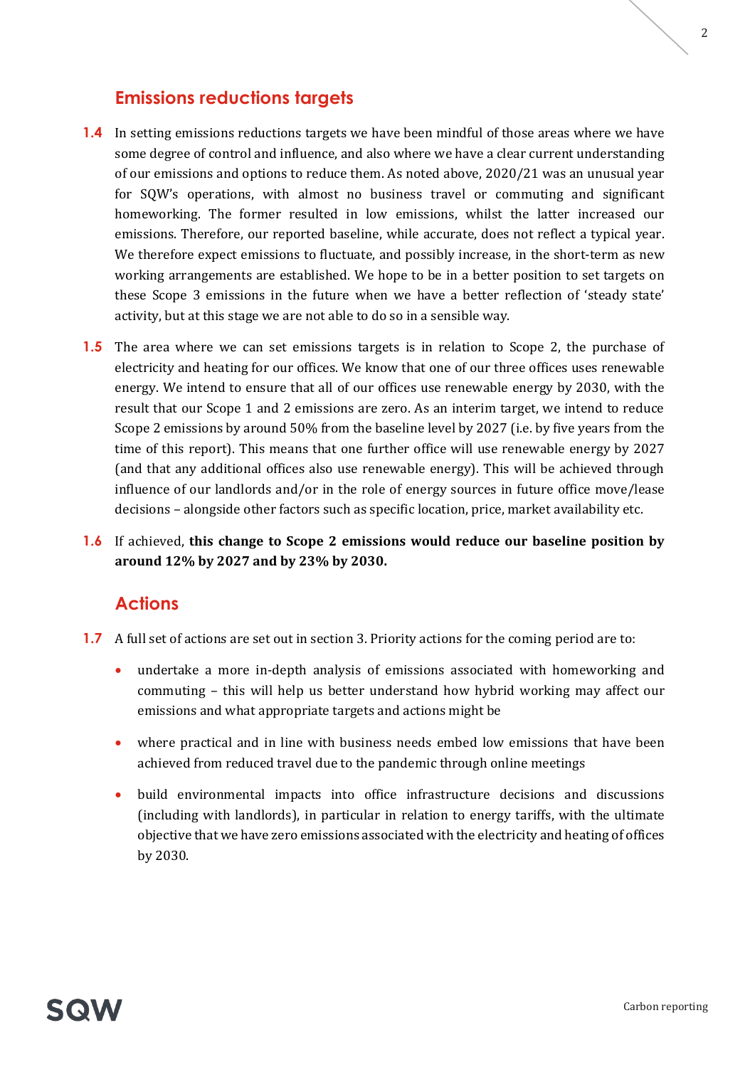## Emissions reductions targets

**1.4** In setting emissions reductions targets we have been mindful of those areas where we have some degree of control and influence, and also where we have a clear current understanding of our emissions and options to reduce them. As noted above, 2020/21 was an unusual year for SQW's operations, with almost no business travel or commuting and significant homeworking. The former resulted in low emissions, whilst the latter increased our emissions. Therefore, our reported baseline, while accurate, does not reflect a typical year. We therefore expect emissions to fluctuate, and possibly increase, in the short-term as new working arrangements are established. We hope to be in a better position to set targets on these Scope 3 emissions in the future when we have a better reflection of 'steady state' activity, but at this stage we are not able to do so in a sensible way.

**1.5** The area where we can set emissions targets is in relation to Scope 2, the purchase of electricity and heating for our offices. We know that one of our three offices uses renewable energy. We intend to ensure that all of our offices use renewable energy by 2030, with the result that our Scope 1 and 2 emissions are zero. As an interim target, we intend to reduce Scope 2 emissions by around 50% from the baseline level by 2027 (i.e. by five years from the time of this report). This means that one further office will use renewable energy by 2027 (and that any additional offices also use renewable energy). This will be achieved through influence of our landlords and/or in the role of energy sources in future office move/lease decisions – alongside other factors such as specific location, price, market availability etc.

**1.6** If achieved, **this change to Scope 2 emissions would reduce our baseline position by around 12% by 2027 and by 23% by 2030.**

## Actions

**1.7** A full set of actions are set out in section 3. Priority actions for the coming period are to:

- undertake a more in-depth analysis of emissions associated with homeworking and commuting – this will help us better understand how hybrid working may affect our emissions and what appropriate targets and actions might be
- where practical and in line with business needs embed low emissions that have been achieved from reduced travel due to the pandemic through online meetings
- build environmental impacts into office infrastructure decisions and discussions (including with landlords), in particular in relation to energy tariffs, with the ultimate objective that we have zero emissions associated with the electricity and heating of offices by 2030.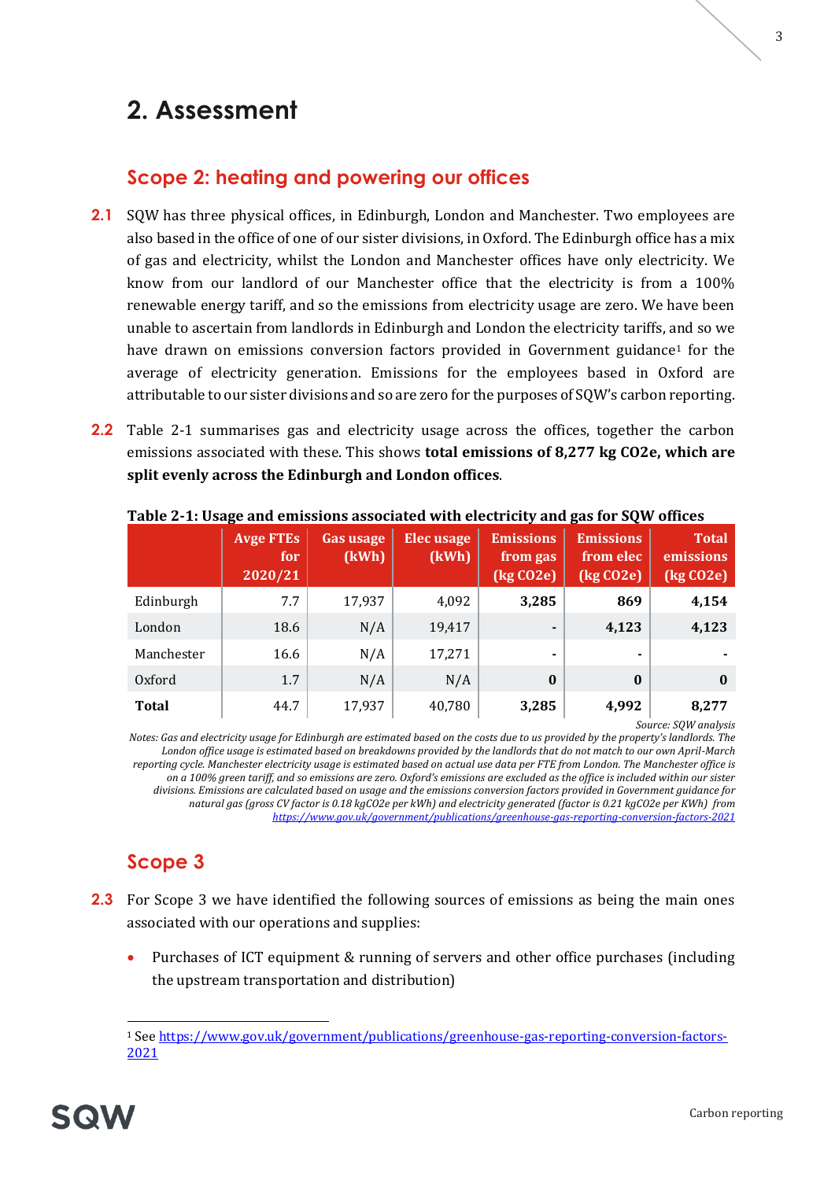# 2. Assessment

## Scope 2: heating and powering our offices

**2.1** SQW has three physical offices, in Edinburgh, London and Manchester. Two employees are also based in the office of one of our sister divisions, in Oxford. The Edinburgh office has a mix of gas and electricity, whilst the London and Manchester offices have only electricity. We know from our landlord of our Manchester office that the electricity is from a 100% renewable energy tariff, and so the emissions from electricity usage are zero. We have been unable to ascertain from landlords in Edinburgh and London the electricity tariffs, and so we have drawn on emissions conversion factors provided in Government guidance[1] for the average of electricity generation. Emissions for the employees based in Oxford are attributable to our sister divisions and so are zero for the purposes of SQW's carbon reporting.

**2.2** Table 2-1 summarises gas and electricity usage across the offices, together the carbon emissions associated with these. This shows **total emissions of 8,277 kg CO2e, which are split evenly across the Edinburgh and London offices**.

**Table 2-1: Usage and emissions associated with electricity and gas for SQW offices**

| | Avge FTEs for 2020/21 | Gas usage (kWh) | Elec usage (kWh) | Emissions from gas (kg CO2e) | Emissions from elec (kg CO2e) | Total emissions (kg CO2e) |
|---|---|---|---|---|---|---|
| Edinburgh | 7.7 | 17,937 | 4,092 | **3,285** | **869** | **4,154** |
| London | 18.6 | N/A | 19,417 | **-** | **4,123** | **4,123** |
| Manchester | 16.6 | N/A | 17,271 | **-** | **-** | **-** |
| Oxford | 1.7 | N/A | N/A | **0** | **0** | **0** |
| **Total** | 44.7 | 17,937 | 40,780 | **3,285** | **4,992** | **8,277** |

*Source: SQW analysis*

*Notes: Gas and electricity usage for Edinburgh are estimated based on the costs due to us provided by the property's landlords. The London office usage is estimated based on breakdowns provided by the landlords that do not match to our own April-March reporting cycle. Manchester electricity usage is estimated based on actual use data per FTE from London. The Manchester office is on a 100% green tariff, and so emissions are zero. Oxford's emissions are excluded as the office is included within our sister divisions. Emissions are calculated based on usage and the emissions conversion factors provided in Government guidance for natural gas (gross CV factor is 0.18 kgCO2e per kWh) and electricity generated (factor is 0.21 kgCO2e per KWh) from [https://www.gov.uk/government/publications/greenhouse-gas-reporting-conversion-factors-2021](https://www.gov.uk/government/publications/greenhouse-gas-reporting-conversion-factors-2021)*

## Scope 3

**2.3** For Scope 3 we have identified the following sources of emissions as being the main ones associated with our operations and supplies:

- Purchases of ICT equipment & running of servers and other office purchases (including the upstream transportation and distribution)

[1] See [https://www.gov.uk/government/publications/greenhouse-gas-reporting-conversion-factors-2021](https://www.gov.uk/government/publications/greenhouse-gas-reporting-conversion-factors-2021)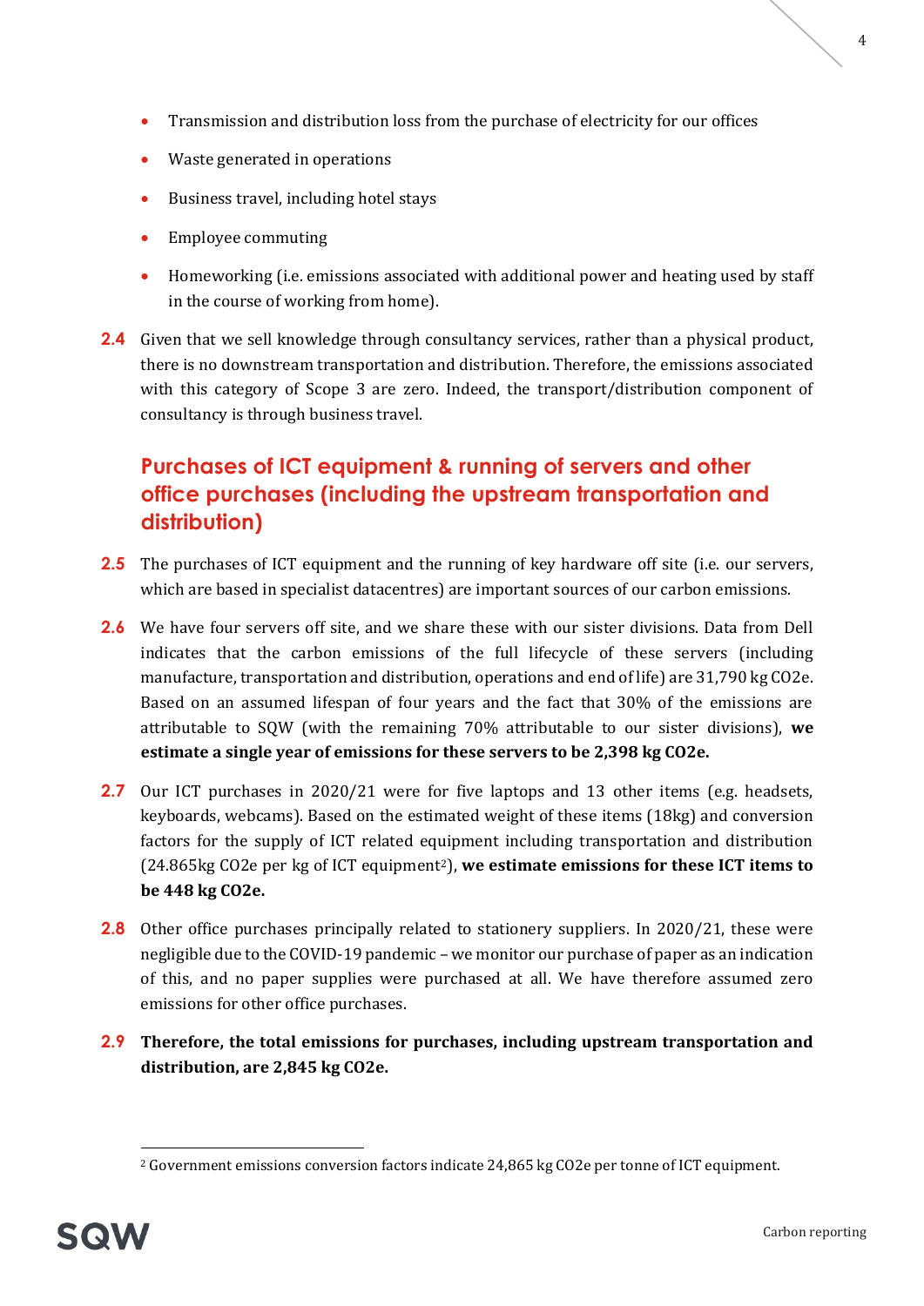- Transmission and distribution loss from the purchase of electricity for our offices
- Waste generated in operations
- Business travel, including hotel stays
- Employee commuting
- Homeworking (i.e. emissions associated with additional power and heating used by staff in the course of working from home).

**2.4** Given that we sell knowledge through consultancy services, rather than a physical product, there is no downstream transportation and distribution. Therefore, the emissions associated with this category of Scope 3 are zero. Indeed, the transport/distribution component of consultancy is through business travel.

## Purchases of ICT equipment & running of servers and other office purchases (including the upstream transportation and distribution)

**2.5** The purchases of ICT equipment and the running of key hardware off site (i.e. our servers, which are based in specialist datacentres) are important sources of our carbon emissions.

**2.6** We have four servers off site, and we share these with our sister divisions. Data from Dell indicates that the carbon emissions of the full lifecycle of these servers (including manufacture, transportation and distribution, operations and end of life) are 31,790 kg CO2e. Based on an assumed lifespan of four years and the fact that 30% of the emissions are attributable to SQW (with the remaining 70% attributable to our sister divisions), **we estimate a single year of emissions for these servers to be 2,398 kg CO2e.**

**2.7** Our ICT purchases in 2020/21 were for five laptops and 13 other items (e.g. headsets, keyboards, webcams). Based on the estimated weight of these items (18kg) and conversion factors for the supply of ICT related equipment including transportation and distribution (24.865kg CO2e per kg of ICT equipment[2]), **we estimate emissions for these ICT items to be 448 kg CO2e.**

**2.8** Other office purchases principally related to stationery suppliers. In 2020/21, these were negligible due to the COVID-19 pandemic – we monitor our purchase of paper as an indication of this, and no paper supplies were purchased at all. We have therefore assumed zero emissions for other office purchases.

**2.9** **Therefore, the total emissions for purchases, including upstream transportation and distribution, are 2,845 kg CO2e.**

[2] Government emissions conversion factors indicate 24,865 kg CO2e per tonne of ICT equipment.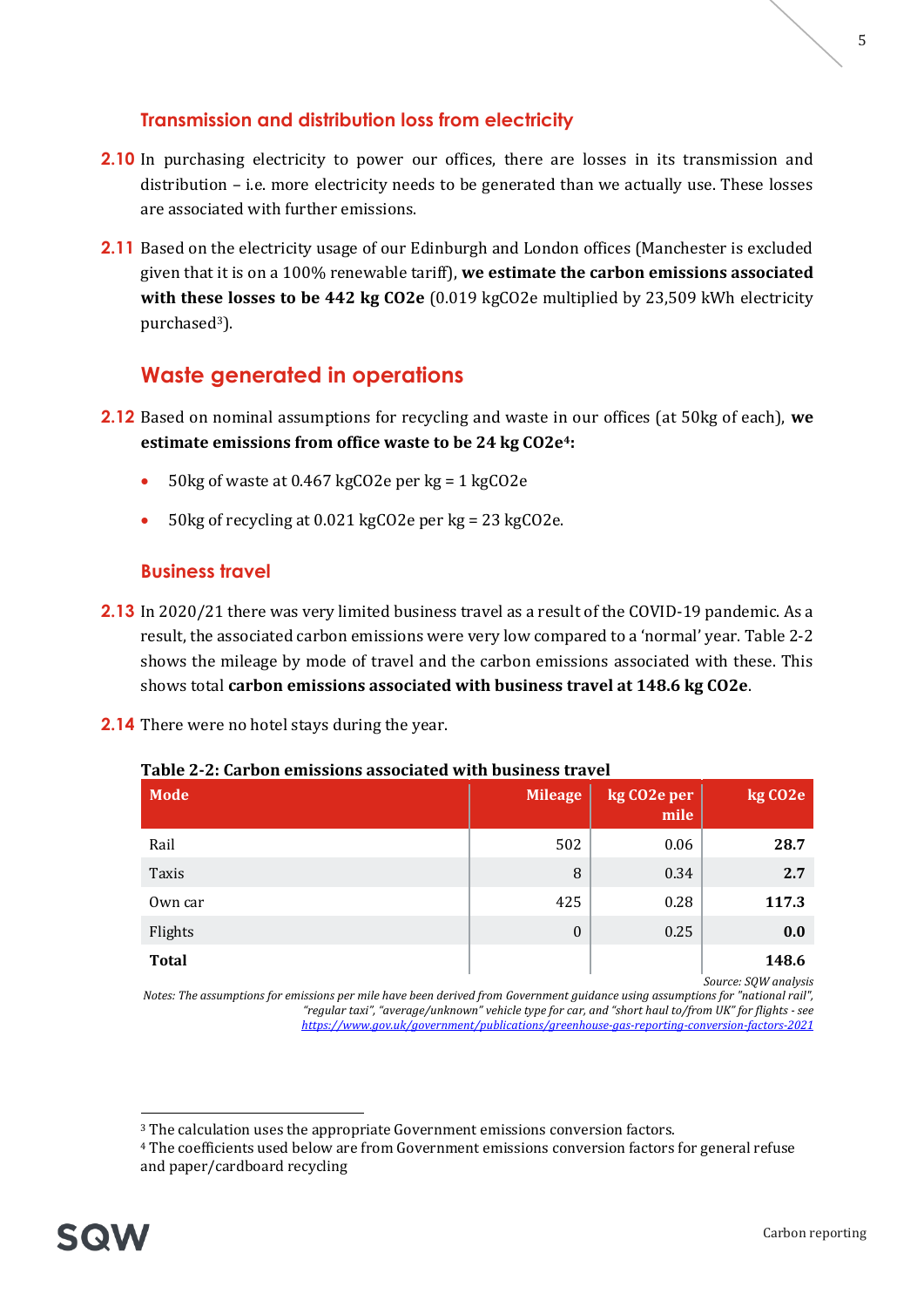### Transmission and distribution loss from electricity

**2.10** In purchasing electricity to power our offices, there are losses in its transmission and distribution – i.e. more electricity needs to be generated than we actually use. These losses are associated with further emissions.

**2.11** Based on the electricity usage of our Edinburgh and London offices (Manchester is excluded given that it is on a 100% renewable tariff), **we estimate the carbon emissions associated with these losses to be 442 kg CO2e** (0.019 kgCO2e multiplied by 23,509 kWh electricity purchased[3]).

## Waste generated in operations

**2.12** Based on nominal assumptions for recycling and waste in our offices (at 50kg of each), **we estimate emissions from office waste to be 24 kg CO2e[4]:**

- 50kg of waste at 0.467 kgCO2e per kg = 1 kgCO2e
- 50kg of recycling at 0.021 kgCO2e per kg = 23 kgCO2e.

### Business travel

**2.13** In 2020/21 there was very limited business travel as a result of the COVID-19 pandemic. As a result, the associated carbon emissions were very low compared to a 'normal' year. Table 2-2 shows the mileage by mode of travel and the carbon emissions associated with these. This shows total **carbon emissions associated with business travel at 148.6 kg CO2e**.

**2.14** There were no hotel stays during the year.

**Table 2-2: Carbon emissions associated with business travel**

| Mode | Mileage | kg CO2e per mile | kg CO2e |
|---|---|---|---|
| Rail | 502 | 0.06 | **28.7** |
| Taxis | 8 | 0.34 | **2.7** |
| Own car | 425 | 0.28 | **117.3** |
| Flights | 0 | 0.25 | **0.0** |
| **Total** | | | **148.6** |

*Source: SQW analysis*

*Notes: The assumptions for emissions per mile have been derived from Government guidance using assumptions for "national rail", "regular taxi", "average/unknown" vehicle type for car, and "short haul to/from UK" for flights - see https://www.gov.uk/government/publications/greenhouse-gas-reporting-conversion-factors-2021*

[3] The calculation uses the appropriate Government emissions conversion factors.

[4] The coefficients used below are from Government emissions conversion factors for general refuse and paper/cardboard recycling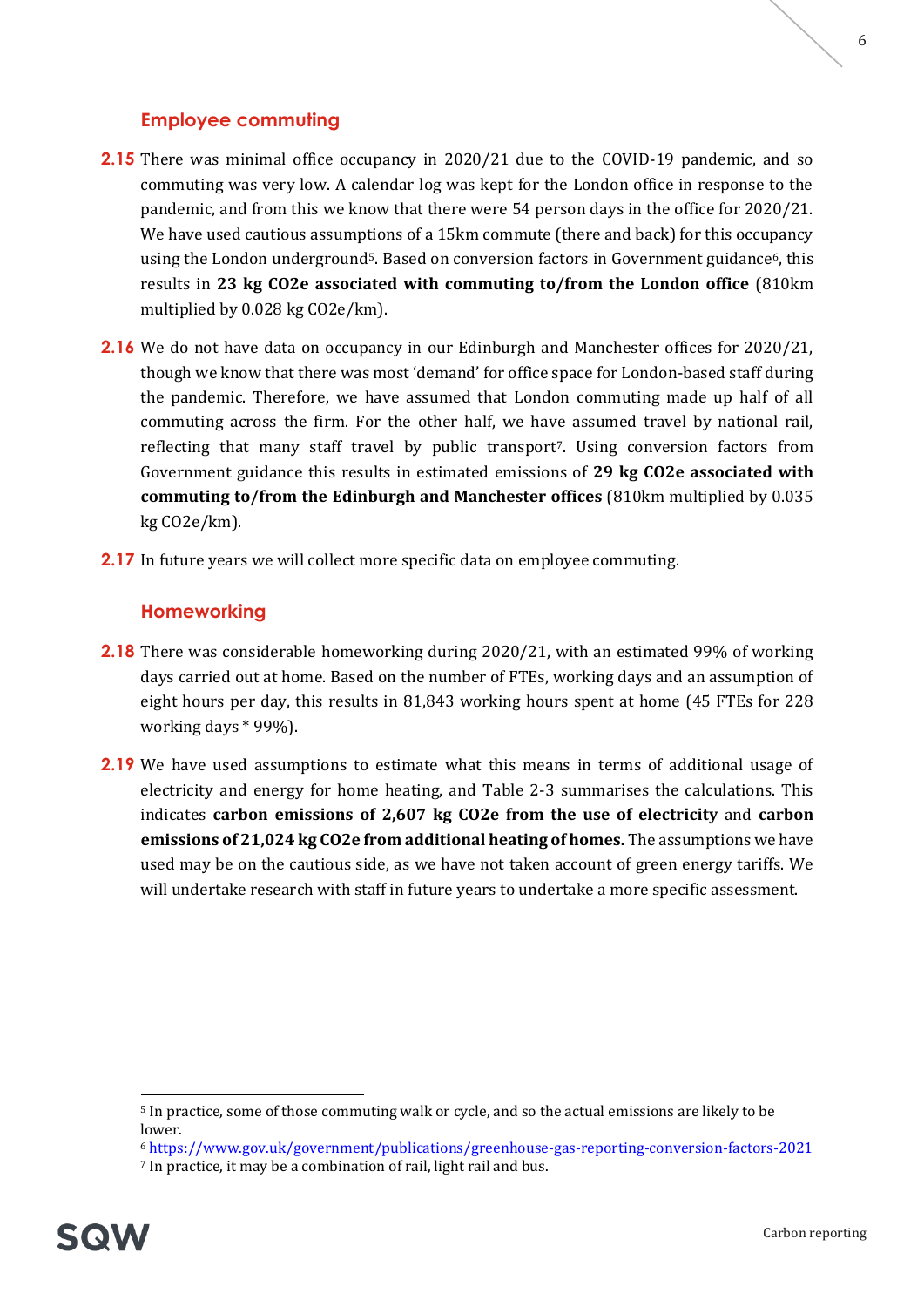## Employee commuting

**2.15** There was minimal office occupancy in 2020/21 due to the COVID-19 pandemic, and so commuting was very low. A calendar log was kept for the London office in response to the pandemic, and from this we know that there were 54 person days in the office for 2020/21. We have used cautious assumptions of a 15km commute (there and back) for this occupancy using the London underground[5]. Based on conversion factors in Government guidance[6], this results in **23 kg CO2e associated with commuting to/from the London office** (810km multiplied by 0.028 kg CO2e/km).

**2.16** We do not have data on occupancy in our Edinburgh and Manchester offices for 2020/21, though we know that there was most 'demand' for office space for London-based staff during the pandemic. Therefore, we have assumed that London commuting made up half of all commuting across the firm. For the other half, we have assumed travel by national rail, reflecting that many staff travel by public transport[7]. Using conversion factors from Government guidance this results in estimated emissions of **29 kg CO2e associated with commuting to/from the Edinburgh and Manchester offices** (810km multiplied by 0.035 kg CO2e/km).

**2.17** In future years we will collect more specific data on employee commuting.

## Homeworking

**2.18** There was considerable homeworking during 2020/21, with an estimated 99% of working days carried out at home. Based on the number of FTEs, working days and an assumption of eight hours per day, this results in 81,843 working hours spent at home (45 FTEs for 228 working days * 99%).

**2.19** We have used assumptions to estimate what this means in terms of additional usage of electricity and energy for home heating, and Table 2-3 summarises the calculations. This indicates **carbon emissions of 2,607 kg CO2e from the use of electricity** and **carbon emissions of 21,024 kg CO2e from additional heating of homes.** The assumptions we have used may be on the cautious side, as we have not taken account of green energy tariffs. We will undertake research with staff in future years to undertake a more specific assessment.

---

[5] In practice, some of those commuting walk or cycle, and so the actual emissions are likely to be lower.

[6] https://www.gov.uk/government/publications/greenhouse-gas-reporting-conversion-factors-2021

[7] In practice, it may be a combination of rail, light rail and bus.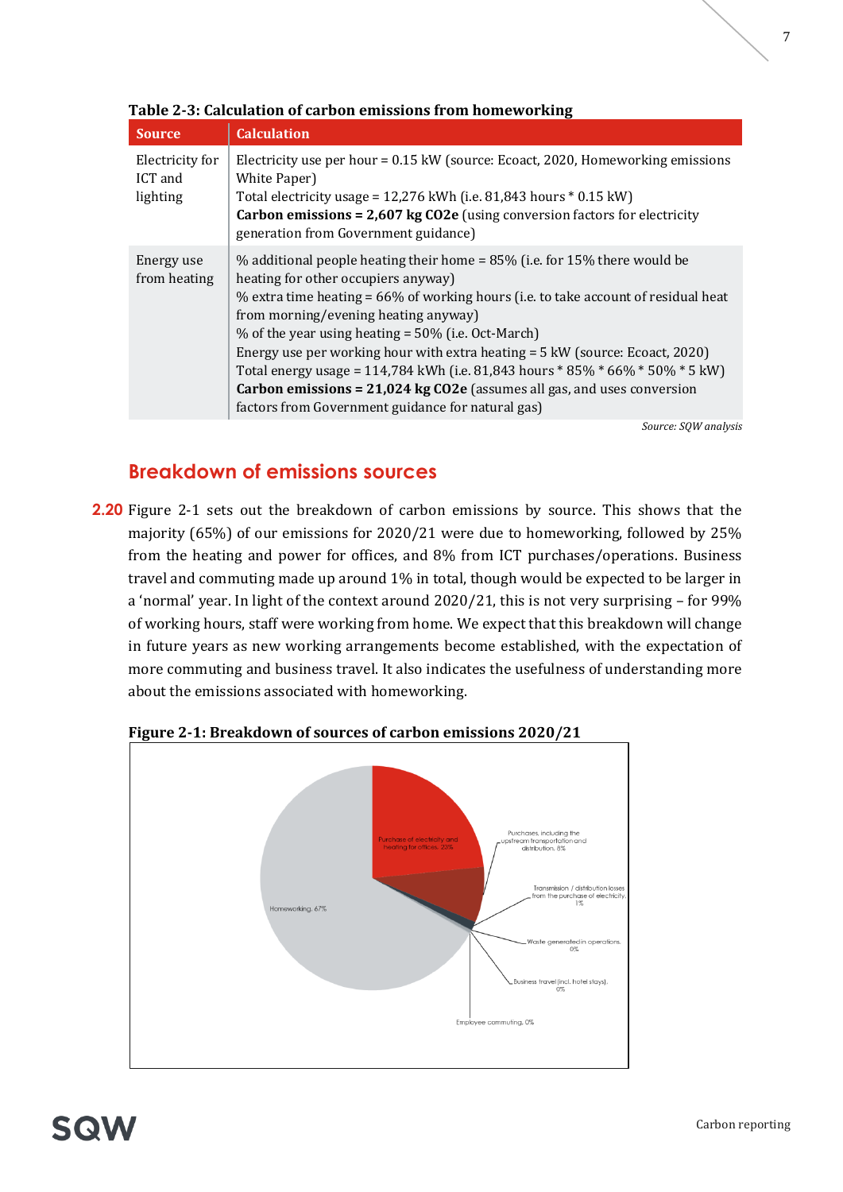**Table 2-3: Calculation of carbon emissions from homeworking**

| Source | Calculation |
|---|---|
| Electricity for ICT and lighting | Electricity use per hour = 0.15 kW (source: Ecoact, 2020, Homeworking emissions White Paper)<br>Total electricity usage = 12,276 kWh (i.e. 81,843 hours * 0.15 kW)<br>**Carbon emissions = 2,607 kg CO2e** (using conversion factors for electricity generation from Government guidance) |
| Energy use from heating | % additional people heating their home = 85% (i.e. for 15% there would be heating for other occupiers anyway)<br>% extra time heating = 66% of working hours (i.e. to take account of residual heat from morning/evening heating anyway)<br>% of the year using heating = 50% (i.e. Oct-March)<br>Energy use per working hour with extra heating = 5 kW (source: Ecoact, 2020)<br>Total energy usage = 114,784 kWh (i.e. 81,843 hours * 85% * 66% * 50% * 5 kW)<br>**Carbon emissions = 21,024 kg CO2e** (assumes all gas, and uses conversion factors from Government guidance for natural gas) |

*Source: SQW analysis*

## Breakdown of emissions sources

**2.20** Figure 2-1 sets out the breakdown of carbon emissions by source. This shows that the majority (65%) of our emissions for 2020/21 were due to homeworking, followed by 25% from the heating and power for offices, and 8% from ICT purchases/operations. Business travel and commuting made up around 1% in total, though would be expected to be larger in a 'normal' year. In light of the context around 2020/21, this is not very surprising – for 99% of working hours, staff were working from home. We expect that this breakdown will change in future years as new working arrangements become established, with the expectation of more commuting and business travel. It also indicates the usefulness of understanding more about the emissions associated with homeworking.

**Figure 2-1: Breakdown of sources of carbon emissions 2020/21**

Homeworking, 67%
Purchase of electricity and heating for offices, 23%
Purchases, including the upstream transportation and distribution, 8%
Transmission / distribution losses from the purchase of electricity, 1%
Waste generated in operations, 0%
Business travel (incl. hotel stays), 0%
Employee commuting, 0%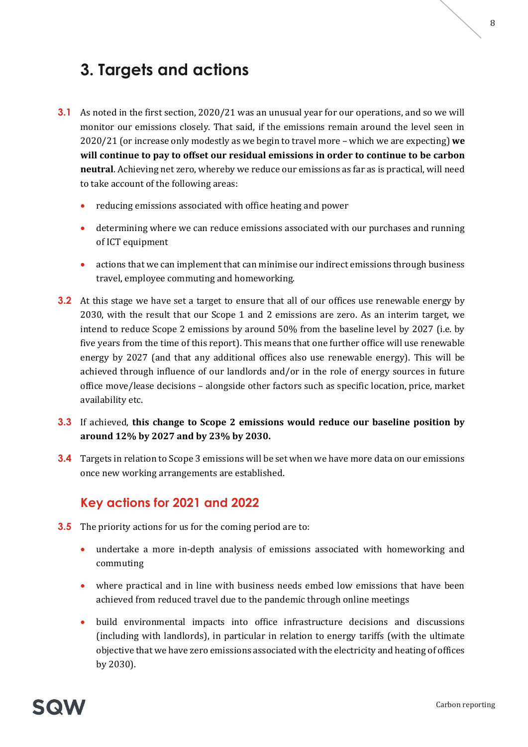# 3. Targets and actions

**3.1** As noted in the first section, 2020/21 was an unusual year for our operations, and so we will monitor our emissions closely. That said, if the emissions remain around the level seen in 2020/21 (or increase only modestly as we begin to travel more – which we are expecting) **we will continue to pay to offset our residual emissions in order to continue to be carbon neutral**. Achieving net zero, whereby we reduce our emissions as far as is practical, will need to take account of the following areas:

- reducing emissions associated with office heating and power
- determining where we can reduce emissions associated with our purchases and running of ICT equipment
- actions that we can implement that can minimise our indirect emissions through business travel, employee commuting and homeworking.

**3.2** At this stage we have set a target to ensure that all of our offices use renewable energy by 2030, with the result that our Scope 1 and 2 emissions are zero. As an interim target, we intend to reduce Scope 2 emissions by around 50% from the baseline level by 2027 (i.e. by five years from the time of this report). This means that one further office will use renewable energy by 2027 (and that any additional offices also use renewable energy). This will be achieved through influence of our landlords and/or in the role of energy sources in future office move/lease decisions – alongside other factors such as specific location, price, market availability etc.

**3.3** If achieved, **this change to Scope 2 emissions would reduce our baseline position by around 12% by 2027 and by 23% by 2030.**

**3.4** Targets in relation to Scope 3 emissions will be set when we have more data on our emissions once new working arrangements are established.

## Key actions for 2021 and 2022

**3.5** The priority actions for us for the coming period are to:

- undertake a more in-depth analysis of emissions associated with homeworking and commuting
- where practical and in line with business needs embed low emissions that have been achieved from reduced travel due to the pandemic through online meetings
- build environmental impacts into office infrastructure decisions and discussions (including with landlords), in particular in relation to energy tariffs (with the ultimate objective that we have zero emissions associated with the electricity and heating of offices by 2030).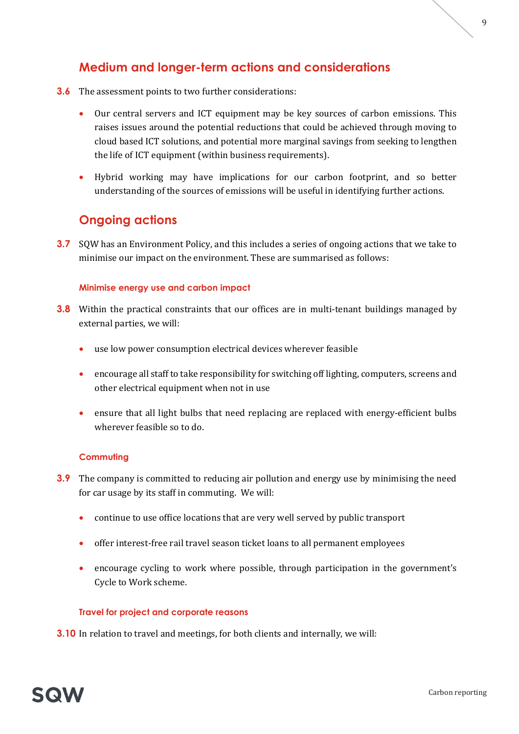## Medium and longer-term actions and considerations

**3.6** The assessment points to two further considerations:

- Our central servers and ICT equipment may be key sources of carbon emissions. This raises issues around the potential reductions that could be achieved through moving to cloud based ICT solutions, and potential more marginal savings from seeking to lengthen the life of ICT equipment (within business requirements).
- Hybrid working may have implications for our carbon footprint, and so better understanding of the sources of emissions will be useful in identifying further actions.

## Ongoing actions

**3.7** SQW has an Environment Policy, and this includes a series of ongoing actions that we take to minimise our impact on the environment. These are summarised as follows:

### Minimise energy use and carbon impact

**3.8** Within the practical constraints that our offices are in multi-tenant buildings managed by external parties, we will:

- use low power consumption electrical devices wherever feasible
- encourage all staff to take responsibility for switching off lighting, computers, screens and other electrical equipment when not in use
- ensure that all light bulbs that need replacing are replaced with energy-efficient bulbs wherever feasible so to do.

### Commuting

**3.9** The company is committed to reducing air pollution and energy use by minimising the need for car usage by its staff in commuting. We will:

- continue to use office locations that are very well served by public transport
- offer interest-free rail travel season ticket loans to all permanent employees
- encourage cycling to work where possible, through participation in the government's Cycle to Work scheme.

### Travel for project and corporate reasons

**3.10** In relation to travel and meetings, for both clients and internally, we will: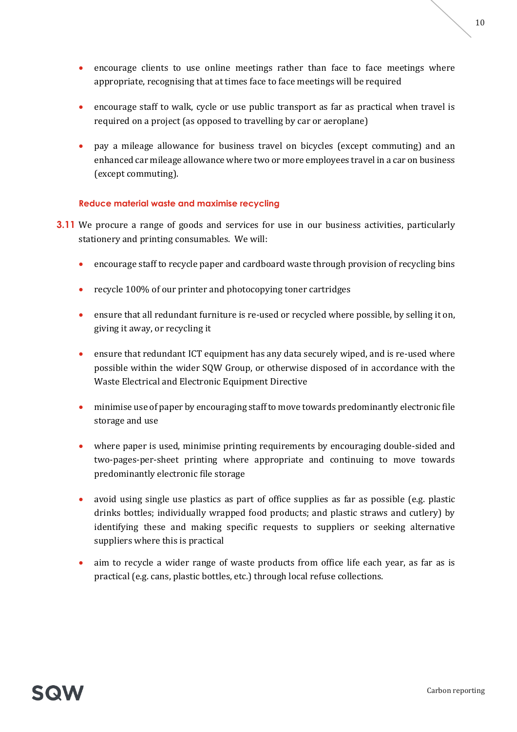- encourage clients to use online meetings rather than face to face meetings where appropriate, recognising that at times face to face meetings will be required
- encourage staff to walk, cycle or use public transport as far as practical when travel is required on a project (as opposed to travelling by car or aeroplane)
- pay a mileage allowance for business travel on bicycles (except commuting) and an enhanced car mileage allowance where two or more employees travel in a car on business (except commuting).

### Reduce material waste and maximise recycling

**3.11** We procure a range of goods and services for use in our business activities, particularly stationery and printing consumables. We will:

- encourage staff to recycle paper and cardboard waste through provision of recycling bins
- recycle 100% of our printer and photocopying toner cartridges
- ensure that all redundant furniture is re-used or recycled where possible, by selling it on, giving it away, or recycling it
- ensure that redundant ICT equipment has any data securely wiped, and is re-used where possible within the wider SQW Group, or otherwise disposed of in accordance with the Waste Electrical and Electronic Equipment Directive
- minimise use of paper by encouraging staff to move towards predominantly electronic file storage and use
- where paper is used, minimise printing requirements by encouraging double-sided and two-pages-per-sheet printing where appropriate and continuing to move towards predominantly electronic file storage
- avoid using single use plastics as part of office supplies as far as possible (e.g. plastic drinks bottles; individually wrapped food products; and plastic straws and cutlery) by identifying these and making specific requests to suppliers or seeking alternative suppliers where this is practical
- aim to recycle a wider range of waste products from office life each year, as far as is practical (e.g. cans, plastic bottles, etc.) through local refuse collections.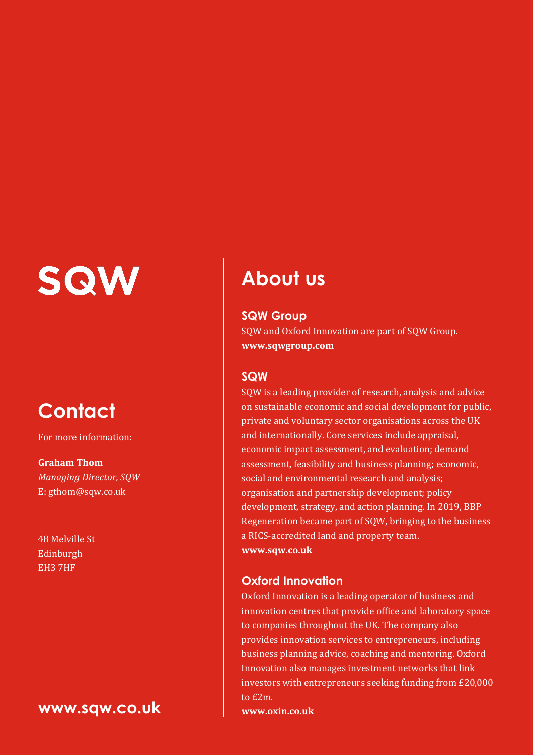# SQW

## Contact

For more information:

**Graham Thom**
*Managing Director, SQW*
E: gthom@sqw.co.uk

48 Melville St
Edinburgh
EH3 7HF

**www.sqw.co.uk**

## About us

### SQW Group

SQW and Oxford Innovation are part of SQW Group.
**www.sqwgroup.com**

### SQW

SQW is a leading provider of research, analysis and advice on sustainable economic and social development for public, private and voluntary sector organisations across the UK and internationally. Core services include appraisal, economic impact assessment, and evaluation; demand assessment, feasibility and business planning; economic, social and environmental research and analysis; organisation and partnership development; policy development, strategy, and action planning. In 2019, BBP Regeneration became part of SQW, bringing to the business a RICS-accredited land and property team.
**www.sqw.co.uk**

### Oxford Innovation

Oxford Innovation is a leading operator of business and innovation centres that provide office and laboratory space to companies throughout the UK. The company also provides innovation services to entrepreneurs, including business planning advice, coaching and mentoring. Oxford Innovation also manages investment networks that link investors with entrepreneurs seeking funding from £20,000 to £2m.
**www.oxin.co.uk**